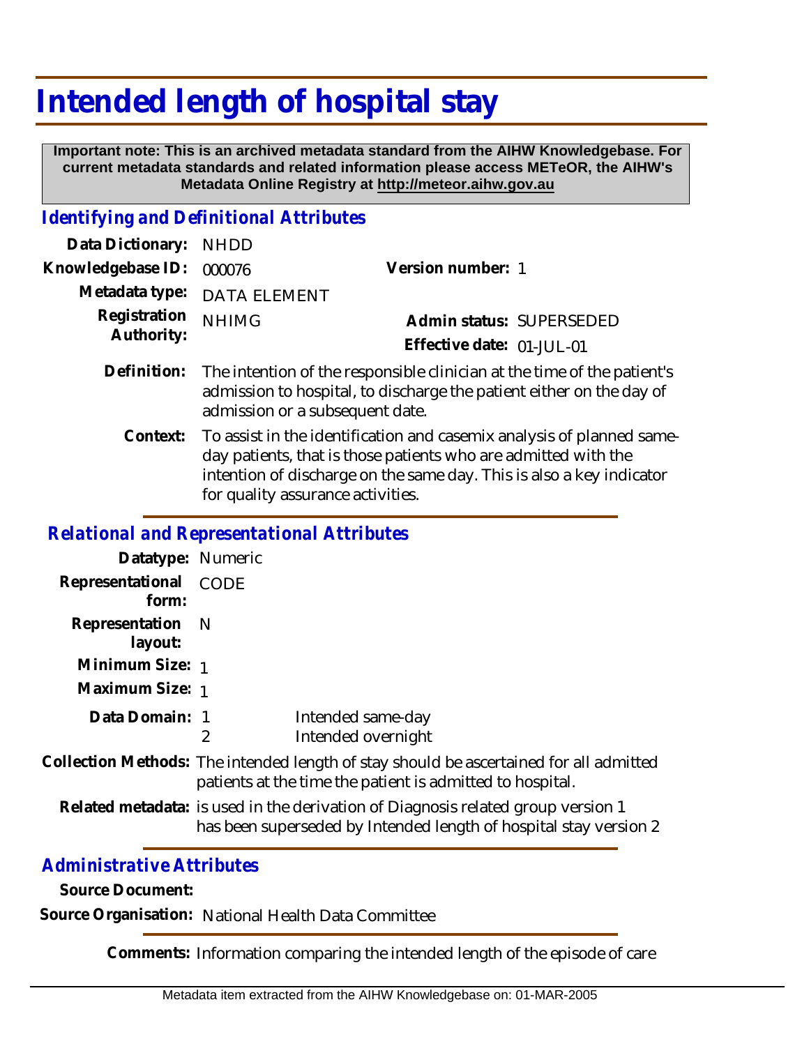# Intended length of hospital stay

**Important note: This is an archived metadata standard from the AIHW Knowledgebase. For current metadata standards and related information please access METeOR, the AIHW's Metadata Online Registry at http://meteor.aihw.gov.au**

## *Identifying and Definitional Attributes*

**Data Dictionary:** NHDD

**Knowledgebase ID:** 000076

**Version number:** 1

**Metadata type:** DATA ELEMENT

**Registration Authority:** NHIMG

**Admin status:** SUPERSEDED

**Effective date:** 01-JUL-01

**Definition:** The intention of the responsible clinician at the time of the patient's admission to hospital, to discharge the patient either on the day of admission or a subsequent date.

**Context:** To assist in the identification and casemix analysis of planned same-day patients, that is those patients who are admitted with the intention of discharge on the same day. This is also a key indicator for quality assurance activities.

## *Relational and Representational Attributes*

**Datatype:** Numeric

**Representational form:** CODE

**Representation layout:** N

**Minimum Size:** 1

**Maximum Size:** 1

**Data Domain:**
1 Intended same-day
2 Intended overnight

**Collection Methods:** The intended length of stay should be ascertained for all admitted patients at the time the patient is admitted to hospital.

**Related metadata:** is used in the derivation of Diagnosis related group version 1
has been superseded by Intended length of hospital stay version 2

## *Administrative Attributes*

**Source Document:**

**Source Organisation:** National Health Data Committee

**Comments:** Information comparing the intended length of the episode of care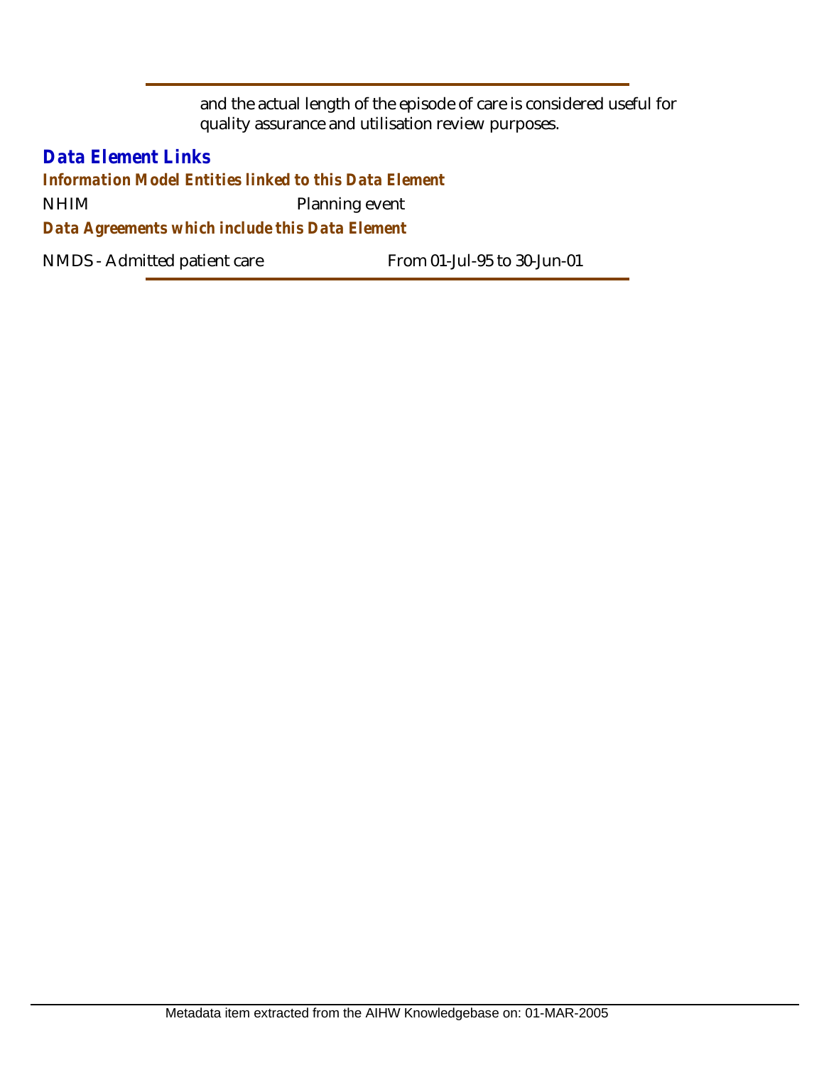and the actual length of the episode of care is considered useful for quality assurance and utilisation review purposes.

## Data Element Links

### *Information Model Entities linked to this Data Element*

| | |
|---|---|
| NHIM | Planning event |

### *Data Agreements which include this Data Element*

| | |
|---|---|
| NMDS - Admitted patient care | From 01-Jul-95 to 30-Jun-01 |

Metadata item extracted from the AIHW Knowledgebase on: 01-MAR-2005